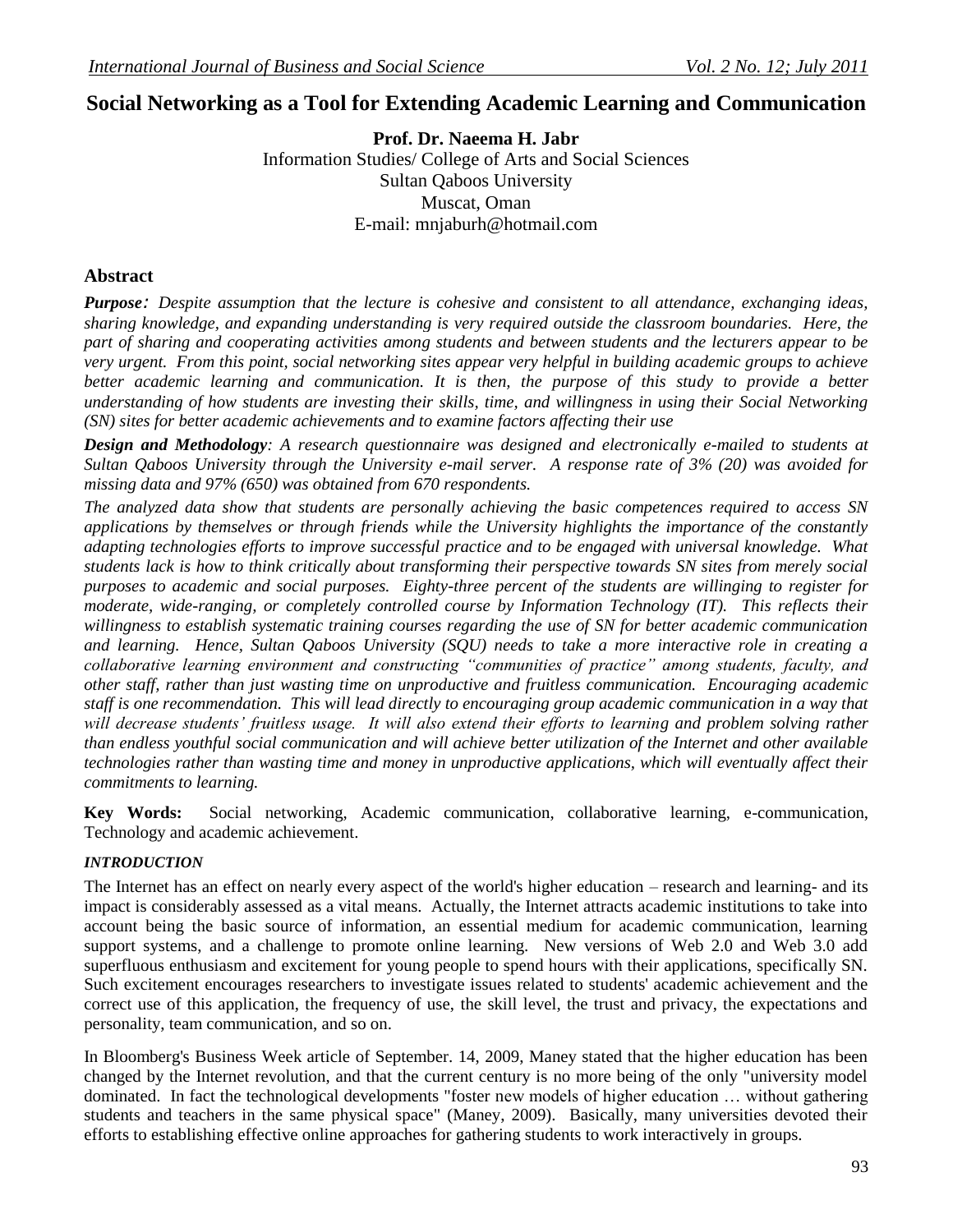# Social Networking as a Tool for Extending Academic Learning and Communication

**Prof. Dr. Naeema H. Jabr**
Information Studies/ College of Arts and Social Sciences
Sultan Qaboos University
Muscat, Oman
E-mail: mnjaburh@hotmail.com

## Abstract

***Purpose**: Despite assumption that the lecture is cohesive and consistent to all attendance, exchanging ideas, sharing knowledge, and expanding understanding is very required outside the classroom boundaries. Here, the part of sharing and cooperating activities among students and between students and the lecturers appear to be very urgent. From this point, social networking sites appear very helpful in building academic groups to achieve better academic learning and communication. It is then, the purpose of this study to provide a better understanding of how students are investing their skills, time, and willingness in using their Social Networking (SN) sites for better academic achievements and to examine factors affecting their use*

***Design and Methodology**: A research questionnaire was designed and electronically e-mailed to students at Sultan Qaboos University through the University e-mail server. A response rate of 3% (20) was avoided for missing data and 97% (650) was obtained from 670 respondents.*

*The analyzed data show that students are personally achieving the basic competences required to access SN applications by themselves or through friends while the University highlights the importance of the constantly adapting technologies efforts to improve successful practice and to be engaged with universal knowledge. What students lack is how to think critically about transforming their perspective towards SN sites from merely social purposes to academic and social purposes. Eighty-three percent of the students are willinging to register for moderate, wide-ranging, or completely controlled course by Information Technology (IT). This reflects their willingness to establish systematic training courses regarding the use of SN for better academic communication and learning. Hence, Sultan Qaboos University (SQU) needs to take a more interactive role in creating a collaborative learning environment and constructing "communities of practice" among students, faculty, and other staff, rather than just wasting time on unproductive and fruitless communication. Encouraging academic staff is one recommendation. This will lead directly to encouraging group academic communication in a way that will decrease students' fruitless usage. It will also extend their efforts to learning and problem solving rather than endless youthful social communication and will achieve better utilization of the Internet and other available technologies rather than wasting time and money in unproductive applications, which will eventually affect their commitments to learning.*

**Key Words:** Social networking, Academic communication, collaborative learning, e-communication, Technology and academic achievement.

### *INTRODUCTION*

The Internet has an effect on nearly every aspect of the world's higher education – research and learning- and its impact is considerably assessed as a vital means. Actually, the Internet attracts academic institutions to take into account being the basic source of information, an essential medium for academic communication, learning support systems, and a challenge to promote online learning. New versions of Web 2.0 and Web 3.0 add superfluous enthusiasm and excitement for young people to spend hours with their applications, specifically SN. Such excitement encourages researchers to investigate issues related to students' academic achievement and the correct use of this application, the frequency of use, the skill level, the trust and privacy, the expectations and personality, team communication, and so on.

In Bloomberg's Business Week article of September. 14, 2009, Maney stated that the higher education has been changed by the Internet revolution, and that the current century is no more being of the only "university model dominated. In fact the technological developments "foster new models of higher education … without gathering students and teachers in the same physical space" (Maney, 2009). Basically, many universities devoted their efforts to establishing effective online approaches for gathering students to work interactively in groups.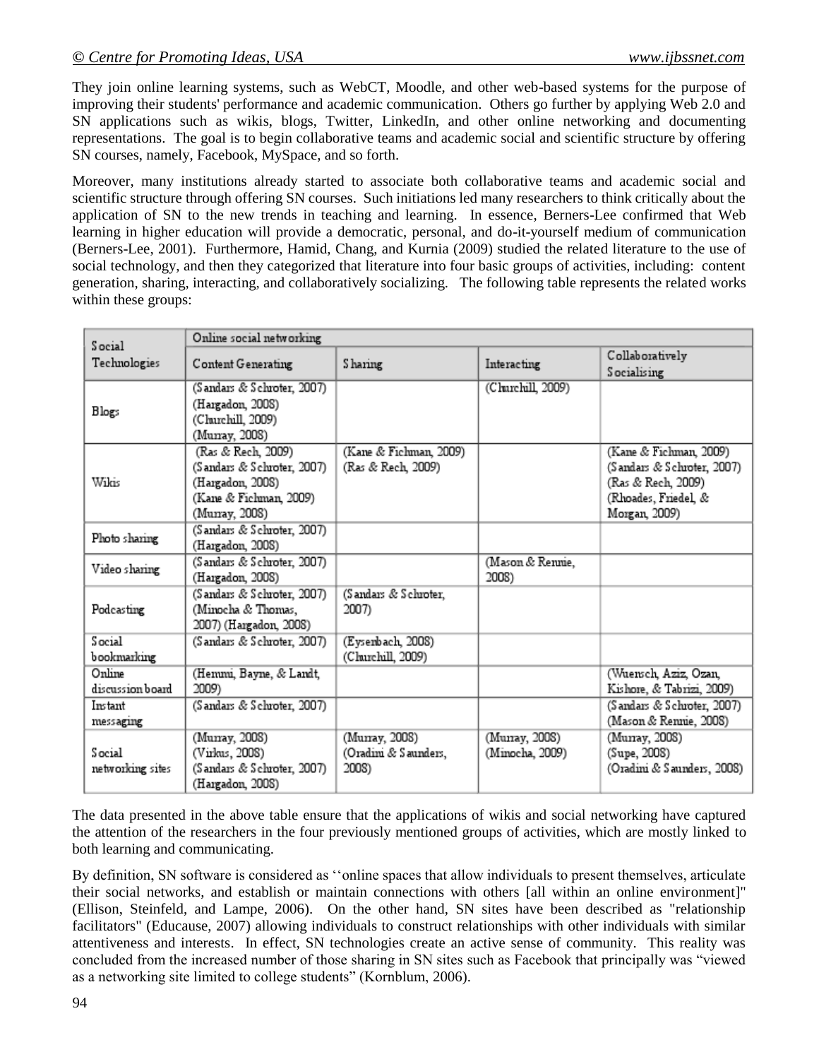They join online learning systems, such as WebCT, Moodle, and other web-based systems for the purpose of improving their students' performance and academic communication. Others go further by applying Web 2.0 and SN applications such as wikis, blogs, Twitter, LinkedIn, and other online networking and documenting representations. The goal is to begin collaborative teams and academic social and scientific structure by offering SN courses, namely, Facebook, MySpace, and so forth.

Moreover, many institutions already started to associate both collaborative teams and academic social and scientific structure through offering SN courses. Such initiations led many researchers to think critically about the application of SN to the new trends in teaching and learning. In essence, Berners-Lee confirmed that Web learning in higher education will provide a democratic, personal, and do-it-yourself medium of communication (Berners-Lee, 2001). Furthermore, Hamid, Chang, and Kurnia (2009) studied the related literature to the use of social technology, and then they categorized that literature into four basic groups of activities, including: content generation, sharing, interacting, and collaboratively socializing. The following table represents the related works within these groups:

| Social Technologies | Online social networking | | | |
|---|---|---|---|---|
| | Content Generating | Sharing | Interacting | Collaboratively Socialising |
| Blogs | (Sandars & Schroter, 2007) (Hargadon, 2008) (Churchill, 2009) (Murray, 2008) | | (Churchill, 2009) | |
| Wikis | (Ras & Rech, 2009) (Sandars & Schroter, 2007) (Hargadon, 2008) (Kane & Fichman, 2009) (Murray, 2008) | (Kane & Fichman, 2009) (Ras & Rech, 2009) | | (Kane & Fichman, 2009) (Sandars & Schroter, 2007) (Ras & Rech, 2009) (Rhoades, Friedel, & Morgan, 2009) |
| Photo sharing | (Sandars & Schroter, 2007) (Hargadon, 2008) | | | |
| Video sharing | (Sandars & Schroter, 2007) (Hargadon, 2008) | | (Mason & Rennie, 2008) | |
| Podcasting | (Sandars & Schroter, 2007) (Minocha & Thomas, 2007) (Hargadon, 2008) | (Sandars & Schroter, 2007) | | |
| Social bookmarking | (Sandars & Schroter, 2007) | (Eysenbach, 2008) (Churchill, 2009) | | |
| Online discussion board | (Hemmi, Bayne, & Landt, 2009) | | | (Wuensch, Aziz, Ozan, Kishore, & Tabrizi, 2009) |
| Instant messaging | (Sandars & Schroter, 2007) | | | (Sandars & Schroter, 2007) (Mason & Rennie, 2008) |
| Social networking sites | (Murray, 2008) (Virkus, 2008) (Sandars & Schroter, 2007) (Hargadon, 2008) | (Murray, 2008) (Oradini & Saunders, 2008) | (Murray, 2008) (Minocha, 2009) | (Murray, 2008) (Supe, 2008) (Oradini & Saunders, 2008) |

The data presented in the above table ensure that the applications of wikis and social networking have captured the attention of the researchers in the four previously mentioned groups of activities, which are mostly linked to both learning and communicating.

By definition, SN software is considered as ''online spaces that allow individuals to present themselves, articulate their social networks, and establish or maintain connections with others [all within an online environment]" (Ellison, Steinfeld, and Lampe, 2006). On the other hand, SN sites have been described as "relationship facilitators" (Educause, 2007) allowing individuals to construct relationships with other individuals with similar attentiveness and interests. In effect, SN technologies create an active sense of community. This reality was concluded from the increased number of those sharing in SN sites such as Facebook that principally was "viewed as a networking site limited to college students" (Kornblum, 2006).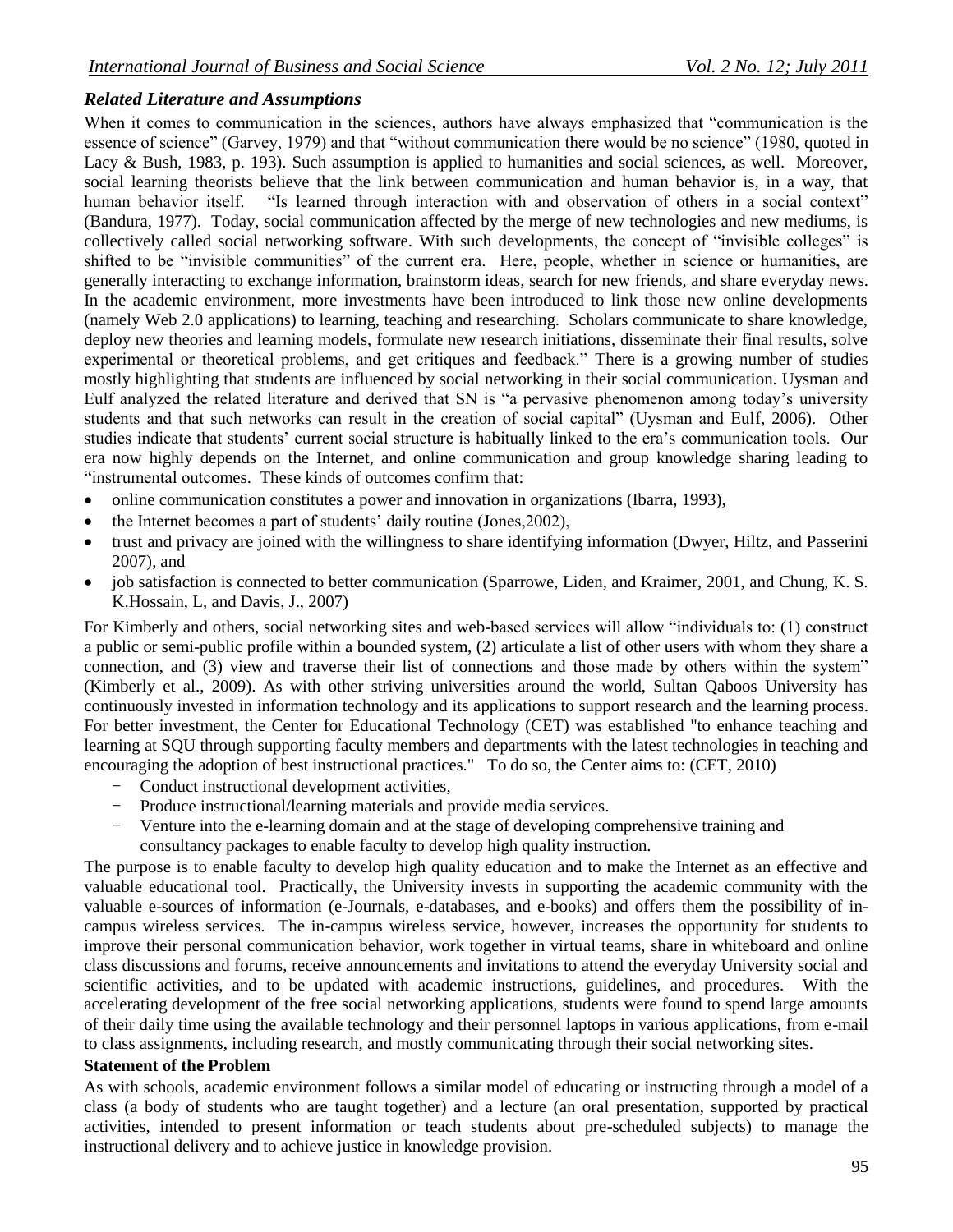### *Related Literature and Assumptions*

When it comes to communication in the sciences, authors have always emphasized that "communication is the essence of science" (Garvey, 1979) and that "without communication there would be no science" (1980, quoted in Lacy & Bush, 1983, p. 193). Such assumption is applied to humanities and social sciences, as well. Moreover, social learning theorists believe that the link between communication and human behavior is, in a way, that human behavior itself. "Is learned through interaction with and observation of others in a social context" (Bandura, 1977). Today, social communication affected by the merge of new technologies and new mediums, is collectively called social networking software. With such developments, the concept of "invisible colleges" is shifted to be "invisible communities" of the current era. Here, people, whether in science or humanities, are generally interacting to exchange information, brainstorm ideas, search for new friends, and share everyday news. In the academic environment, more investments have been introduced to link those new online developments (namely Web 2.0 applications) to learning, teaching and researching. Scholars communicate to share knowledge, deploy new theories and learning models, formulate new research initiations, disseminate their final results, solve experimental or theoretical problems, and get critiques and feedback." There is a growing number of studies mostly highlighting that students are influenced by social networking in their social communication. Uysman and Eulf analyzed the related literature and derived that SN is "a pervasive phenomenon among today's university students and that such networks can result in the creation of social capital" (Uysman and Eulf, 2006). Other studies indicate that students' current social structure is habitually linked to the era's communication tools. Our era now highly depends on the Internet, and online communication and group knowledge sharing leading to "instrumental outcomes. These kinds of outcomes confirm that:

- online communication constitutes a power and innovation in organizations (Ibarra, 1993),
- the Internet becomes a part of students' daily routine (Jones,2002),
- trust and privacy are joined with the willingness to share identifying information (Dwyer, Hiltz, and Passerini 2007), and
- job satisfaction is connected to better communication (Sparrowe, Liden, and Kraimer, 2001, and Chung, K. S. K.Hossain, L, and Davis, J., 2007)

For Kimberly and others, social networking sites and web-based services will allow "individuals to: (1) construct a public or semi-public profile within a bounded system, (2) articulate a list of other users with whom they share a connection, and (3) view and traverse their list of connections and those made by others within the system" (Kimberly et al., 2009). As with other striving universities around the world, Sultan Qaboos University has continuously invested in information technology and its applications to support research and the learning process. For better investment, the Center for Educational Technology (CET) was established "to enhance teaching and learning at SQU through supporting faculty members and departments with the latest technologies in teaching and encouraging the adoption of best instructional practices." To do so, the Center aims to: (CET, 2010)

- Conduct instructional development activities,
- Produce instructional/learning materials and provide media services.
- Venture into the e-learning domain and at the stage of developing comprehensive training and consultancy packages to enable faculty to develop high quality instruction.

The purpose is to enable faculty to develop high quality education and to make the Internet as an effective and valuable educational tool. Practically, the University invests in supporting the academic community with the valuable e-sources of information (e-Journals, e-databases, and e-books) and offers them the possibility of in-campus wireless services. The in-campus wireless service, however, increases the opportunity for students to improve their personal communication behavior, work together in virtual teams, share in whiteboard and online class discussions and forums, receive announcements and invitations to attend the everyday University social and scientific activities, and to be updated with academic instructions, guidelines, and procedures. With the accelerating development of the free social networking applications, students were found to spend large amounts of their daily time using the available technology and their personnel laptops in various applications, from e-mail to class assignments, including research, and mostly communicating through their social networking sites.

**Statement of the Problem**

As with schools, academic environment follows a similar model of educating or instructing through a model of a class (a body of students who are taught together) and a lecture (an oral presentation, supported by practical activities, intended to present information or teach students about pre-scheduled subjects) to manage the instructional delivery and to achieve justice in knowledge provision.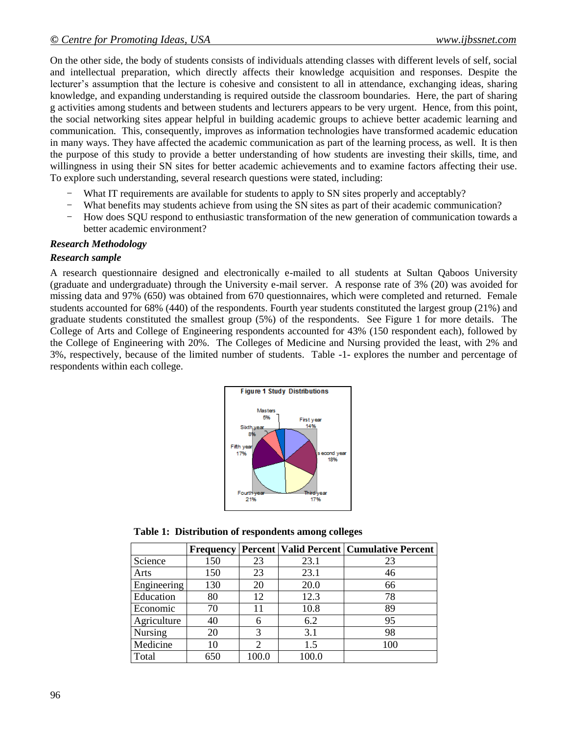On the other side, the body of students consists of individuals attending classes with different levels of self, social and intellectual preparation, which directly affects their knowledge acquisition and responses. Despite the lecturer's assumption that the lecture is cohesive and consistent to all in attendance, exchanging ideas, sharing knowledge, and expanding understanding is required outside the classroom boundaries. Here, the part of sharing g activities among students and between students and lecturers appears to be very urgent. Hence, from this point, the social networking sites appear helpful in building academic groups to achieve better academic learning and communication. This, consequently, improves as information technologies have transformed academic education in many ways. They have affected the academic communication as part of the learning process, as well. It is then the purpose of this study to provide a better understanding of how students are investing their skills, time, and willingness in using their SN sites for better academic achievements and to examine factors affecting their use. To explore such understanding, several research questions were stated, including:

- What IT requirements are available for students to apply to SN sites properly and acceptably?
- What benefits may students achieve from using the SN sites as part of their academic communication?
- How does SQU respond to enthusiastic transformation of the new generation of communication towards a better academic environment?

***Research Methodology***

***Research sample***

A research questionnaire designed and electronically e-mailed to all students at Sultan Qaboos University (graduate and undergraduate) through the University e-mail server. A response rate of 3% (20) was avoided for missing data and 97% (650) was obtained from 670 questionnaires, which were completed and returned. Female students accounted for 68% (440) of the respondents. Fourth year students constituted the largest group (21%) and graduate students constituted the smallest group (5%) of the respondents. See Figure 1 for more details. The College of Arts and College of Engineering respondents accounted for 43% (150 respondent each), followed by the College of Engineering with 20%. The Colleges of Medicine and Nursing provided the least, with 2% and 3%, respectively, because of the limited number of students. Table -1- explores the number and percentage of respondents within each college.

Figure 1 Study Distributions

**Table 1: Distribution of respondents among colleges**

| | Frequency | Percent | Valid Percent | Cumulative Percent |
|---|---|---|---|---|
| Science | 150 | 23 | 23.1 | 23 |
| Arts | 150 | 23 | 23.1 | 46 |
| Engineering | 130 | 20 | 20.0 | 66 |
| Education | 80 | 12 | 12.3 | 78 |
| Economic | 70 | 11 | 10.8 | 89 |
| Agriculture | 40 | 6 | 6.2 | 95 |
| Nursing | 20 | 3 | 3.1 | 98 |
| Medicine | 10 | 2 | 1.5 | 100 |
| Total | 650 | 100.0 | 100.0 | |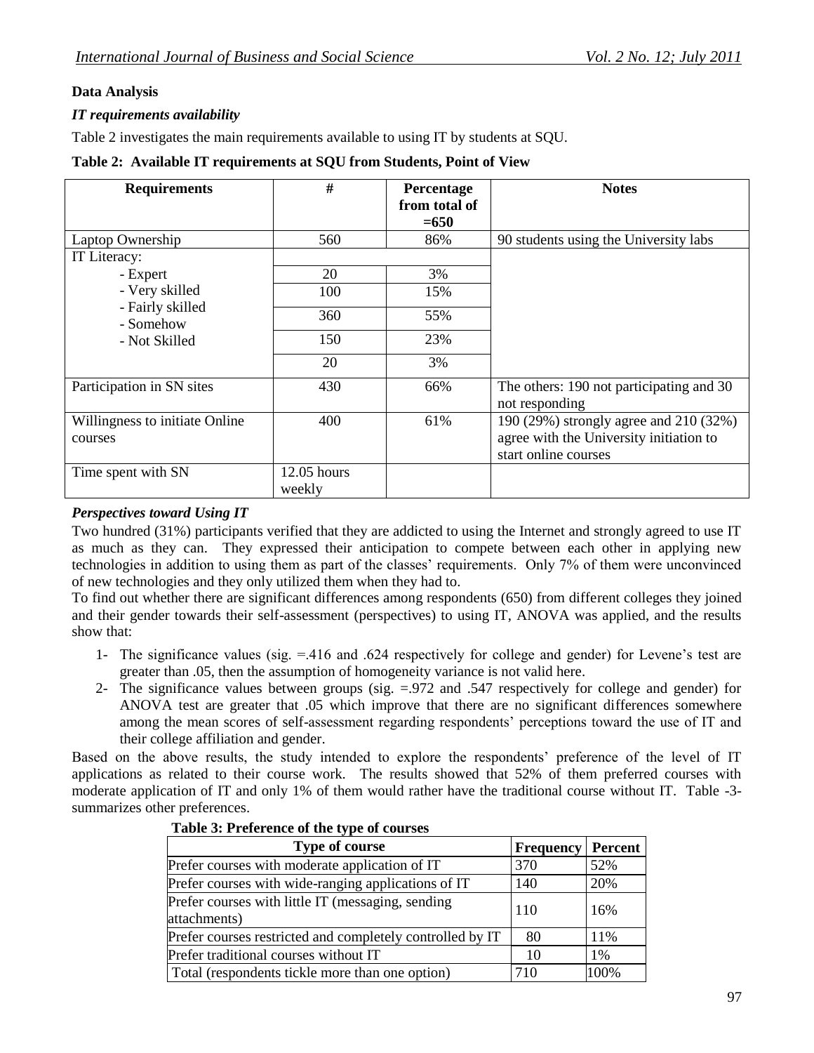**Data Analysis**

***IT requirements availability***

Table 2 investigates the main requirements available to using IT by students at SQU.

**Table 2: Available IT requirements at SQU from Students, Point of View**

| Requirements | # | Percentage from total of =650 | Notes |
|---|---|---|---|
| Laptop Ownership | 560 | 86% | 90 students using the University labs |
| IT Literacy: | | | |
| - Expert | 20 | 3% | |
| - Very skilled | 100 | 15% | |
| - Fairly skilled | 360 | 55% | |
| - Somehow | 150 | 23% | |
| - Not Skilled | 20 | 3% | |
| Participation in SN sites | 430 | 66% | The others: 190 not participating and 30 not responding |
| Willingness to initiate Online courses | 400 | 61% | 190 (29%) strongly agree and 210 (32%) agree with the University initiation to start online courses |
| Time spent with SN | 12.05 hours weekly | | |

***Perspectives toward Using IT***

Two hundred (31%) participants verified that they are addicted to using the Internet and strongly agreed to use IT as much as they can. They expressed their anticipation to compete between each other in applying new technologies in addition to using them as part of the classes' requirements. Only 7% of them were unconvinced of new technologies and they only utilized them when they had to.

To find out whether there are significant differences among respondents (650) from different colleges they joined and their gender towards their self-assessment (perspectives) to using IT, ANOVA was applied, and the results show that:

1- The significance values (sig. =.416 and .624 respectively for college and gender) for Levene's test are greater than .05, then the assumption of homogeneity variance is not valid here.

2- The significance values between groups (sig. =.972 and .547 respectively for college and gender) for ANOVA test are greater that .05 which improve that there are no significant differences somewhere among the mean scores of self-assessment regarding respondents' perceptions toward the use of IT and their college affiliation and gender.

Based on the above results, the study intended to explore the respondents' preference of the level of IT applications as related to their course work. The results showed that 52% of them preferred courses with moderate application of IT and only 1% of them would rather have the traditional course without IT. Table -3- summarizes other preferences.

**Table 3: Preference of the type of courses**

| Type of course | Frequency | Percent |
|---|---|---|
| Prefer courses with moderate application of IT | 370 | 52% |
| Prefer courses with wide-ranging applications of IT | 140 | 20% |
| Prefer courses with little IT (messaging, sending attachments) | 110 | 16% |
| Prefer courses restricted and completely controlled by IT | 80 | 11% |
| Prefer traditional courses without IT | 10 | 1% |
| Total (respondents tickle more than one option) | 710 | 100% |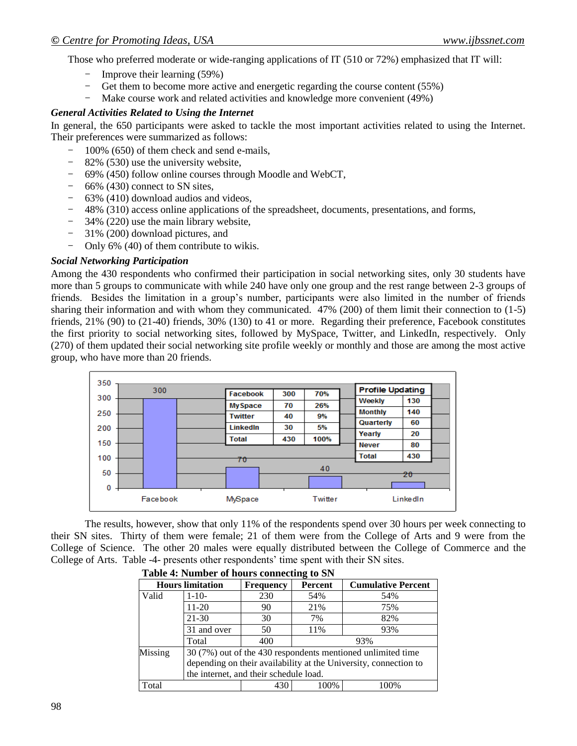Those who preferred moderate or wide-ranging applications of IT (510 or 72%) emphasized that IT will:

- Improve their learning (59%)
- Get them to become more active and energetic regarding the course content (55%)
- Make course work and related activities and knowledge more convenient (49%)

### *General Activities Related to Using the Internet*

In general, the 650 participants were asked to tackle the most important activities related to using the Internet. Their preferences were summarized as follows:

- 100% (650) of them check and send e-mails,
- 82% (530) use the university website,
- 69% (450) follow online courses through Moodle and WebCT,
- 66% (430) connect to SN sites,
- 63% (410) download audios and videos,
- 48% (310) access online applications of the spreadsheet, documents, presentations, and forms,
- 34% (220) use the main library website,
- 31% (200) download pictures, and
- Only 6% (40) of them contribute to wikis.

### *Social Networking Participation*

Among the 430 respondents who confirmed their participation in social networking sites, only 30 students have more than 5 groups to communicate with while 240 have only one group and the rest range between 2-3 groups of friends. Besides the limitation in a group's number, participants were also limited in the number of friends sharing their information and with whom they communicated. 47% (200) of them limit their connection to (1-5) friends, 21% (90) to (21-40) friends, 30% (130) to 41 or more. Regarding their preference, Facebook constitutes the first priority to social networking sites, followed by MySpace, Twitter, and LinkedIn, respectively. Only (270) of them updated their social networking site profile weekly or monthly and those are among the most active group, who have more than 20 friends.

| | | |
|---|---|---|
| Facebook | 300 | 70% |
| MySpace | 70 | 26% |
| Twitter | 40 | 9% |
| LinkedIn | 30 | 5% |
| Total | 430 | 100% |

| Profile Updating | |
|---|---|
| Weekly | 130 |
| Monthly | 140 |
| Quarterly | 60 |
| Yearly | 20 |
| Never | 80 |
| Total | 430 |

The results, however, show that only 11% of the respondents spend over 30 hours per week connecting to their SN sites. Thirty of them were female; 21 of them were from the College of Arts and 9 were from the College of Science. The other 20 males were equally distributed between the College of Commerce and the College of Arts. Table -4- presents other respondents' time spent with their SN sites.

**Table 4: Number of hours connecting to SN**

| Hours limitation | | Frequency | Percent | Cumulative Percent |
|---|---|---|---|---|
| Valid | 1-10- | 230 | 54% | 54% |
| | 11-20 | 90 | 21% | 75% |
| | 21-30 | 30 | 7% | 82% |
| | 31 and over | 50 | 11% | 93% |
| | Total | 400 | 93% | |
| Missing | 30 (7%) out of the 430 respondents mentioned unlimited time depending on their availability at the University, connection to the internet, and their schedule load. | | | |
| Total | | 430 | 100% | 100% |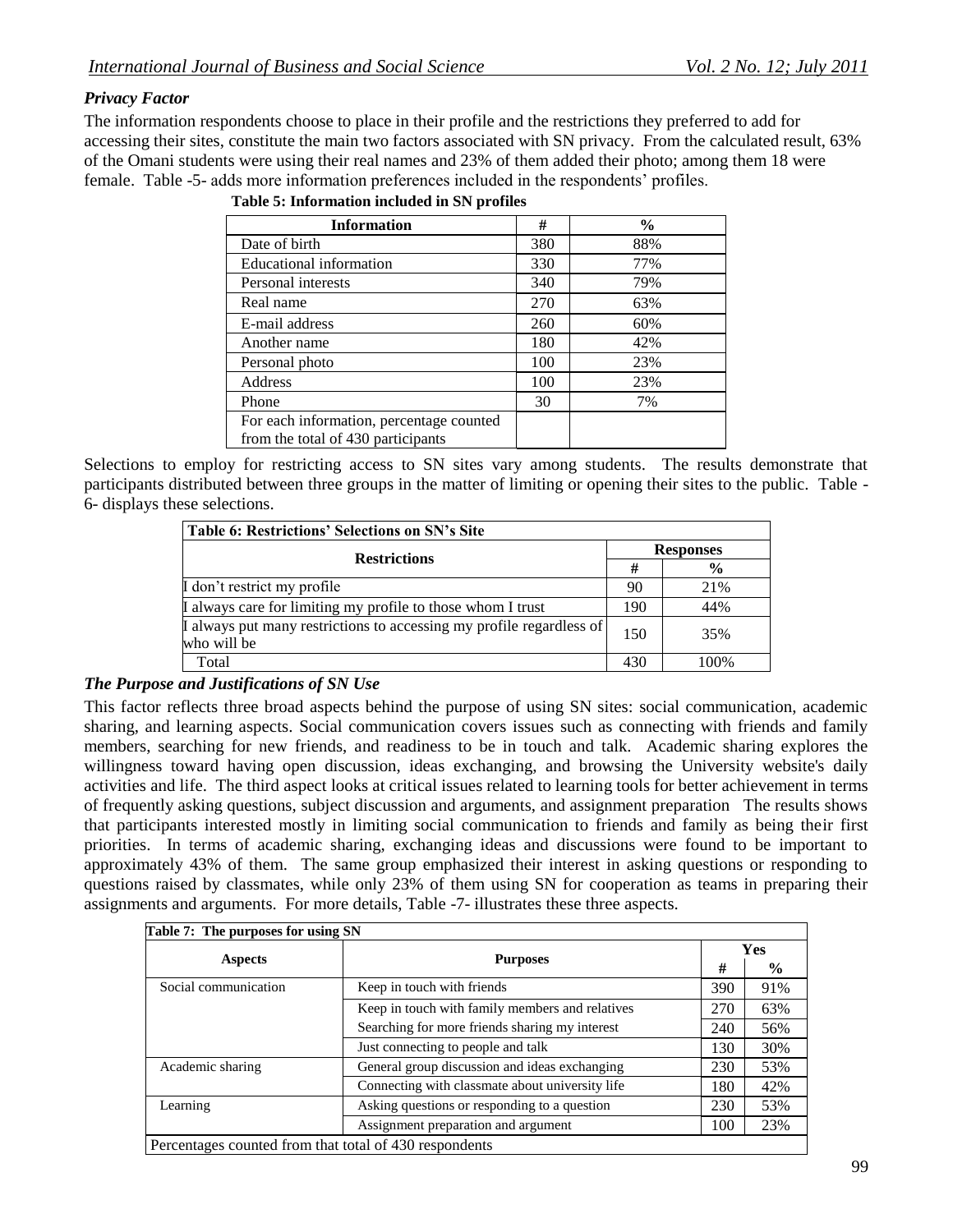### *Privacy Factor*

The information respondents choose to place in their profile and the restrictions they preferred to add for accessing their sites, constitute the main two factors associated with SN privacy. From the calculated result, 63% of the Omani students were using their real names and 23% of them added their photo; among them 18 were female. Table -5- adds more information preferences included in the respondents' profiles.

**Table 5: Information included in SN profiles**

| Information | # | % |
|---|---|---|
| Date of birth | 380 | 88% |
| Educational information | 330 | 77% |
| Personal interests | 340 | 79% |
| Real name | 270 | 63% |
| E-mail address | 260 | 60% |
| Another name | 180 | 42% |
| Personal photo | 100 | 23% |
| Address | 100 | 23% |
| Phone | 30 | 7% |
| For each information, percentage counted from the total of 430 participants | | |

Selections to employ for restricting access to SN sites vary among students. The results demonstrate that participants distributed between three groups in the matter of limiting or opening their sites to the public. Table -6- displays these selections.

**Table 6: Restrictions' Selections on SN's Site**

| Restrictions | Responses | |
|---|---|---|
| | # | % |
| I don't restrict my profile | 90 | 21% |
| I always care for limiting my profile to those whom I trust | 190 | 44% |
| I always put many restrictions to accessing my profile regardless of who will be | 150 | 35% |
| Total | 430 | 100% |

### *The Purpose and Justifications of SN Use*

This factor reflects three broad aspects behind the purpose of using SN sites: social communication, academic sharing, and learning aspects. Social communication covers issues such as connecting with friends and family members, searching for new friends, and readiness to be in touch and talk. Academic sharing explores the willingness toward having open discussion, ideas exchanging, and browsing the University website's daily activities and life. The third aspect looks at critical issues related to learning tools for better achievement in terms of frequently asking questions, subject discussion and arguments, and assignment preparation The results shows that participants interested mostly in limiting social communication to friends and family as being their first priorities. In terms of academic sharing, exchanging ideas and discussions were found to be important to approximately 43% of them. The same group emphasized their interest in asking questions or responding to questions raised by classmates, while only 23% of them using SN for cooperation as teams in preparing their assignments and arguments. For more details, Table -7- illustrates these three aspects.

**Table 7: The purposes for using SN**

| Aspects | Purposes | Yes | |
|---|---|---|---|
| | | # | % |
| Social communication | Keep in touch with friends | 390 | 91% |
| | Keep in touch with family members and relatives | 270 | 63% |
| | Searching for more friends sharing my interest | 240 | 56% |
| | Just connecting to people and talk | 130 | 30% |
| Academic sharing | General group discussion and ideas exchanging | 230 | 53% |
| | Connecting with classmate about university life | 180 | 42% |
| Learning | Asking questions or responding to a question | 230 | 53% |
| | Assignment preparation and argument | 100 | 23% |
| Percentages counted from that total of 430 respondents | | | |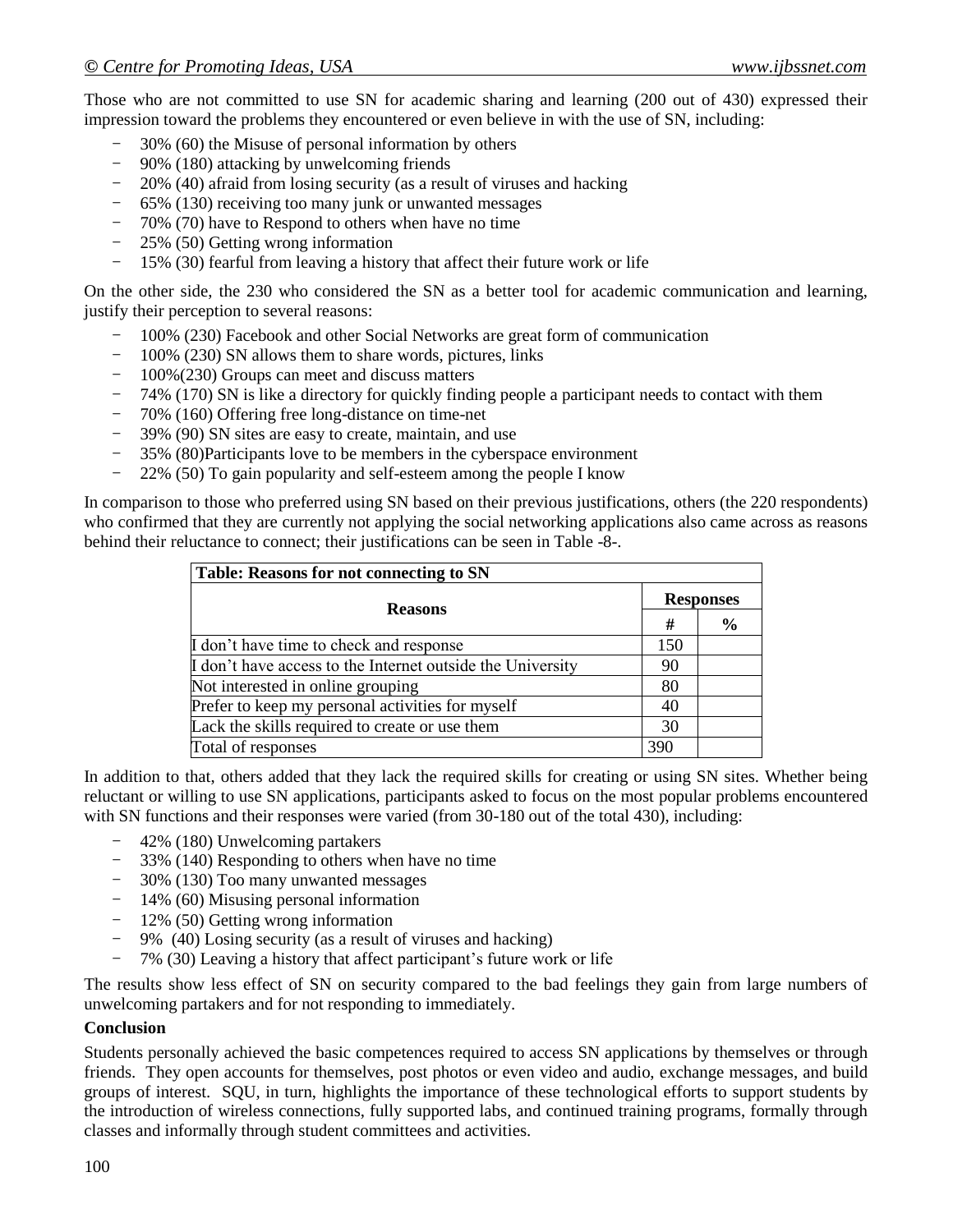Those who are not committed to use SN for academic sharing and learning (200 out of 430) expressed their impression toward the problems they encountered or even believe in with the use of SN, including:

- 30% (60) the Misuse of personal information by others
- 90% (180) attacking by unwelcoming friends
- 20% (40) afraid from losing security (as a result of viruses and hacking
- 65% (130) receiving too many junk or unwanted messages
- 70% (70) have to Respond to others when have no time
- 25% (50) Getting wrong information
- 15% (30) fearful from leaving a history that affect their future work or life

On the other side, the 230 who considered the SN as a better tool for academic communication and learning, justify their perception to several reasons:

- 100% (230) Facebook and other Social Networks are great form of communication
- 100% (230) SN allows them to share words, pictures, links
- 100%(230) Groups can meet and discuss matters
- 74% (170) SN is like a directory for quickly finding people a participant needs to contact with them
- 70% (160) Offering free long-distance on time-net
- 39% (90) SN sites are easy to create, maintain, and use
- 35% (80)Participants love to be members in the cyberspace environment
- 22% (50) To gain popularity and self-esteem among the people I know

In comparison to those who preferred using SN based on their previous justifications, others (the 220 respondents) who confirmed that they are currently not applying the social networking applications also came across as reasons behind their reluctance to connect; their justifications can be seen in Table -8-.

| **Table: Reasons for not connecting to SN** | | |
|---|---|---|
| **Reasons** | **Responses** | |
| | **#** | **%** |
| I don't have time to check and response | 150 | |
| I don't have access to the Internet outside the University | 90 | |
| Not interested in online grouping | 80 | |
| Prefer to keep my personal activities for myself | 40 | |
| Lack the skills required to create or use them | 30 | |
| Total of responses | 390 | |

In addition to that, others added that they lack the required skills for creating or using SN sites. Whether being reluctant or willing to use SN applications, participants asked to focus on the most popular problems encountered with SN functions and their responses were varied (from 30-180 out of the total 430), including:

- 42% (180) Unwelcoming partakers
- 33% (140) Responding to others when have no time
- 30% (130) Too many unwanted messages
- 14% (60) Misusing personal information
- 12% (50) Getting wrong information
- 9% (40) Losing security (as a result of viruses and hacking)
- 7% (30) Leaving a history that affect participant's future work or life

The results show less effect of SN on security compared to the bad feelings they gain from large numbers of unwelcoming partakers and for not responding to immediately.

**Conclusion**

Students personally achieved the basic competences required to access SN applications by themselves or through friends. They open accounts for themselves, post photos or even video and audio, exchange messages, and build groups of interest. SQU, in turn, highlights the importance of these technological efforts to support students by the introduction of wireless connections, fully supported labs, and continued training programs, formally through classes and informally through student committees and activities.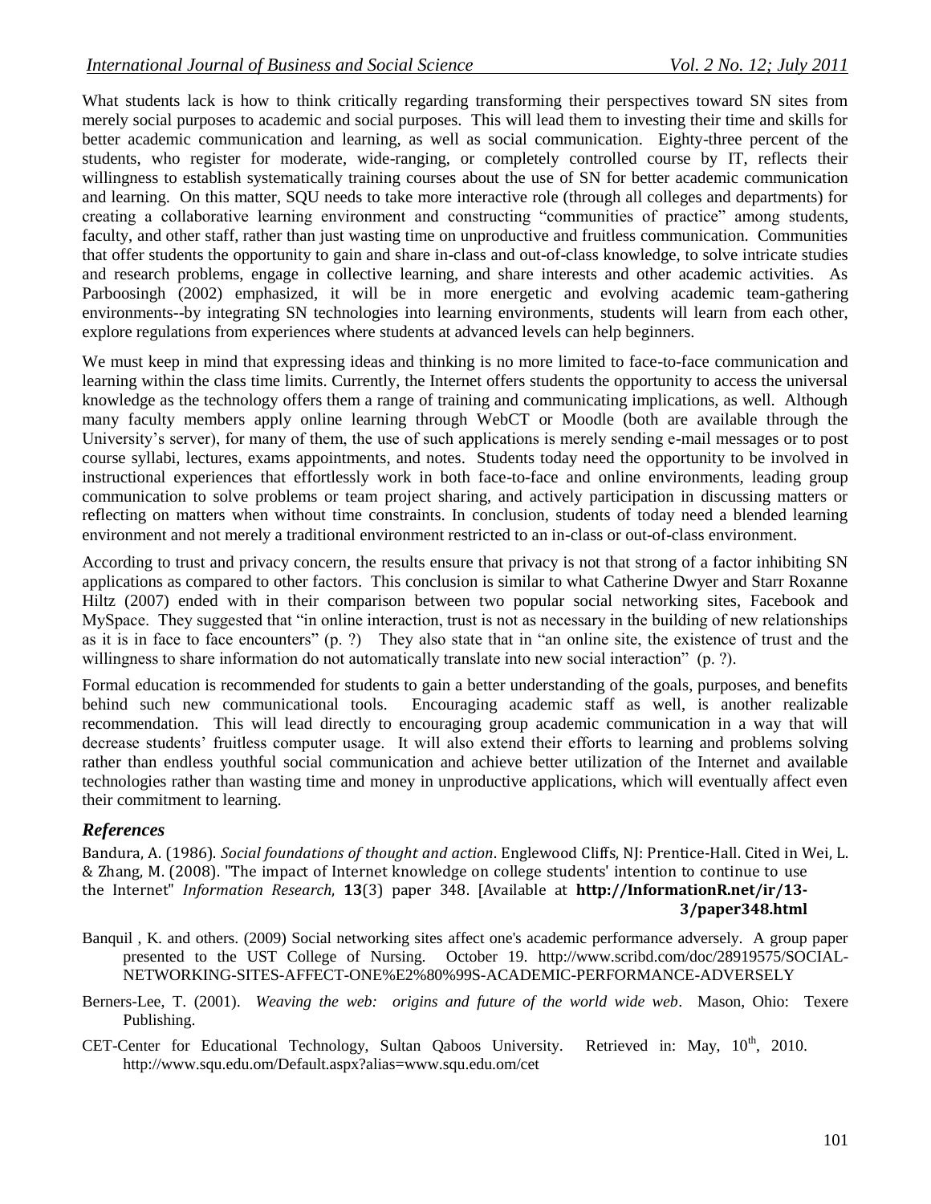What students lack is how to think critically regarding transforming their perspectives toward SN sites from merely social purposes to academic and social purposes. This will lead them to investing their time and skills for better academic communication and learning, as well as social communication. Eighty-three percent of the students, who register for moderate, wide-ranging, or completely controlled course by IT, reflects their willingness to establish systematically training courses about the use of SN for better academic communication and learning. On this matter, SQU needs to take more interactive role (through all colleges and departments) for creating a collaborative learning environment and constructing "communities of practice" among students, faculty, and other staff, rather than just wasting time on unproductive and fruitless communication. Communities that offer students the opportunity to gain and share in-class and out-of-class knowledge, to solve intricate studies and research problems, engage in collective learning, and share interests and other academic activities. As Parboosingh (2002) emphasized, it will be in more energetic and evolving academic team-gathering environments--by integrating SN technologies into learning environments, students will learn from each other, explore regulations from experiences where students at advanced levels can help beginners.

We must keep in mind that expressing ideas and thinking is no more limited to face-to-face communication and learning within the class time limits. Currently, the Internet offers students the opportunity to access the universal knowledge as the technology offers them a range of training and communicating implications, as well. Although many faculty members apply online learning through WebCT or Moodle (both are available through the University's server), for many of them, the use of such applications is merely sending e-mail messages or to post course syllabi, lectures, exams appointments, and notes. Students today need the opportunity to be involved in instructional experiences that effortlessly work in both face-to-face and online environments, leading group communication to solve problems or team project sharing, and actively participation in discussing matters or reflecting on matters when without time constraints. In conclusion, students of today need a blended learning environment and not merely a traditional environment restricted to an in-class or out-of-class environment.

According to trust and privacy concern, the results ensure that privacy is not that strong of a factor inhibiting SN applications as compared to other factors. This conclusion is similar to what Catherine Dwyer and Starr Roxanne Hiltz (2007) ended with in their comparison between two popular social networking sites, Facebook and MySpace. They suggested that "in online interaction, trust is not as necessary in the building of new relationships as it is in face to face encounters" (p. ?) They also state that in "an online site, the existence of trust and the willingness to share information do not automatically translate into new social interaction" (p. ?).

Formal education is recommended for students to gain a better understanding of the goals, purposes, and benefits behind such new communicational tools. Encouraging academic staff as well, is another realizable recommendation. This will lead directly to encouraging group academic communication in a way that will decrease students' fruitless computer usage. It will also extend their efforts to learning and problems solving rather than endless youthful social communication and achieve better utilization of the Internet and available technologies rather than wasting time and money in unproductive applications, which will eventually affect even their commitment to learning.

## *References*

Bandura, A. (1986). *Social foundations of thought and action*. Englewood Cliffs, NJ: Prentice-Hall. Cited in Wei, L. & Zhang, M. (2008). "The impact of Internet knowledge on college students' intention to continue to use the Internet" *Information Research,* **13**(3) paper 348. [Available at **http://InformationR.net/ir/13-3/paper348.html**

Banquil , K. and others. (2009) Social networking sites affect one's academic performance adversely. A group paper presented to the UST College of Nursing. October 19. http://www.scribd.com/doc/28919575/SOCIAL-NETWORKING-SITES-AFFECT-ONE%E2%80%99S-ACADEMIC-PERFORMANCE-ADVERSELY

Berners-Lee, T. (2001). *Weaving the web: origins and future of the world wide web*. Mason, Ohio: Texere Publishing.

CET-Center for Educational Technology, Sultan Qaboos University. Retrieved in: May, 10th, 2010. http://www.squ.edu.om/Default.aspx?alias=www.squ.edu.om/cet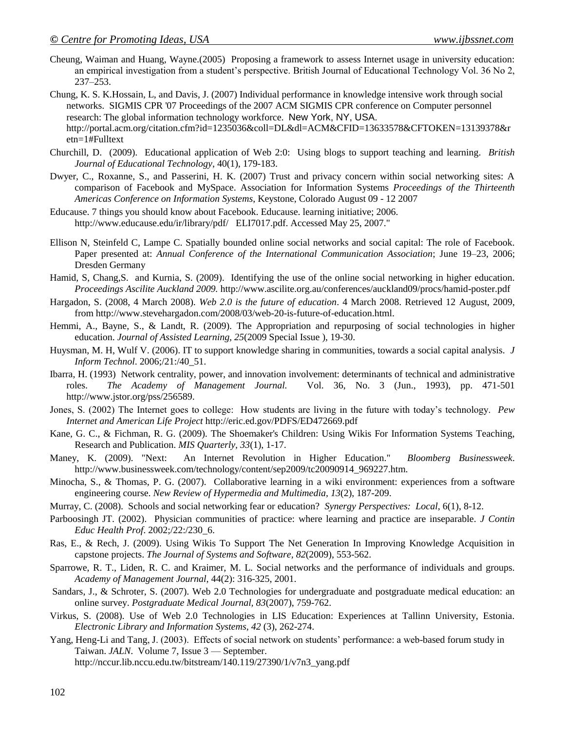Cheung, Waiman and Huang, Wayne.(2005) Proposing a framework to assess Internet usage in university education: an empirical investigation from a student's perspective. British Journal of Educational Technology Vol. 36 No 2, 237–253.

Chung, K. S. K.Hossain, L, and Davis, J. (2007) Individual performance in knowledge intensive work through social networks. SIGMIS CPR '07 Proceedings of the 2007 ACM SIGMIS CPR conference on Computer personnel research: The global information technology workforce. New York, NY, USA. http://portal.acm.org/citation.cfm?id=1235036&coll=DL&dl=ACM&CFID=13633578&CFTOKEN=13139378&retn=1#Fulltext

Churchill, D. (2009). Educational application of Web 2:0: Using blogs to support teaching and learning. *British Journal of Educational Technology*, 40(1), 179-183.

Dwyer, C., Roxanne, S., and Passerini, H. K. (2007) Trust and privacy concern within social networking sites: A comparison of Facebook and MySpace. Association for Information Systems *Proceedings of the Thirteenth Americas Conference on Information Systems*, Keystone, Colorado August 09 - 12 2007

Educause. 7 things you should know about Facebook. Educause. learning initiative; 2006. http://www.educause.edu/ir/library/pdf/ ELI7017.pdf. Accessed May 25, 2007."

Ellison N, Steinfeld C, Lampe C. Spatially bounded online social networks and social capital: The role of Facebook. Paper presented at: *Annual Conference of the International Communication Association*; June 19–23, 2006; Dresden Germany

Hamid, S, Chang,S. and Kurnia, S. (2009). Identifying the use of the online social networking in higher education. *Proceedings Ascilite Auckland 2009.* http://www.ascilite.org.au/conferences/auckland09/procs/hamid-poster.pdf

Hargadon, S. (2008, 4 March 2008). *Web 2.0 is the future of education*. 4 March 2008. Retrieved 12 August, 2009, from http://www.stevehargadon.com/2008/03/web-20-is-future-of-education.html.

Hemmi, A., Bayne, S., & Landt, R. (2009). The Appropriation and repurposing of social technologies in higher education. *Journal of Assisted Learning, 25*(2009 Special Issue ), 19-30.

Huysman, M. H, Wulf V. (2006). IT to support knowledge sharing in communities, towards a social capital analysis. *J Inform Technol*. 2006;/21:/40_51.

Ibarra, H. (1993) Network centrality, power, and innovation involvement: determinants of technical and administrative roles. *The Academy of Management Journal.* Vol. 36, No. 3 (Jun., 1993), pp. 471-501 http://www.jstor.org/pss/256589.

Jones, S. (2002) The Internet goes to college: How students are living in the future with today's technology. *Pew Internet and American Life Project* http://eric.ed.gov/PDFS/ED472669.pdf

Kane, G. C., & Fichman, R. G. (2009). The Shoemaker's Children: Using Wikis For Information Systems Teaching, Research and Publication. *MIS Quarterly, 33*(1), 1-17.

Maney, K. (2009). "Next: An Internet Revolution in Higher Education." *Bloomberg Businessweek*. http://www.businessweek.com/technology/content/sep2009/tc20090914_969227.htm.

Minocha, S., & Thomas, P. G. (2007). Collaborative learning in a wiki environment: experiences from a software engineering course. *New Review of Hypermedia and Multimedia, 13*(2), 187-209.

Murray, C. (2008). Schools and social networking fear or education? *Synergy Perspectives: Local*, 6(1), 8-12.

Parboosingh JT. (2002). Physician communities of practice: where learning and practice are inseparable. *J Contin Educ Health Prof*. 2002;/22:/230_6.

Ras, E., & Rech, J. (2009). Using Wikis To Support The Net Generation In Improving Knowledge Acquisition in capstone projects. *The Journal of Systems and Software, 82*(2009), 553-562.

Sparrowe, R. T., Liden, R. C. and Kraimer, M. L. Social networks and the performance of individuals and groups. *Academy of Management Journal*, 44(2): 316-325, 2001.

Sandars, J., & Schroter, S. (2007). Web 2.0 Technologies for undergraduate and postgraduate medical education: an online survey. *Postgraduate Medical Journal, 83*(2007), 759-762.

Virkus, S. (2008). Use of Web 2.0 Technologies in LIS Education: Experiences at Tallinn University, Estonia. *Electronic Library and Information Systems, 42* (3), 262-274.

Yang, Heng-Li and Tang, J. (2003). Effects of social network on students' performance: a web-based forum study in Taiwan. *JALN.* Volume 7, Issue 3 — September. http://nccur.lib.nccu.edu.tw/bitstream/140.119/27390/1/v7n3_yang.pdf